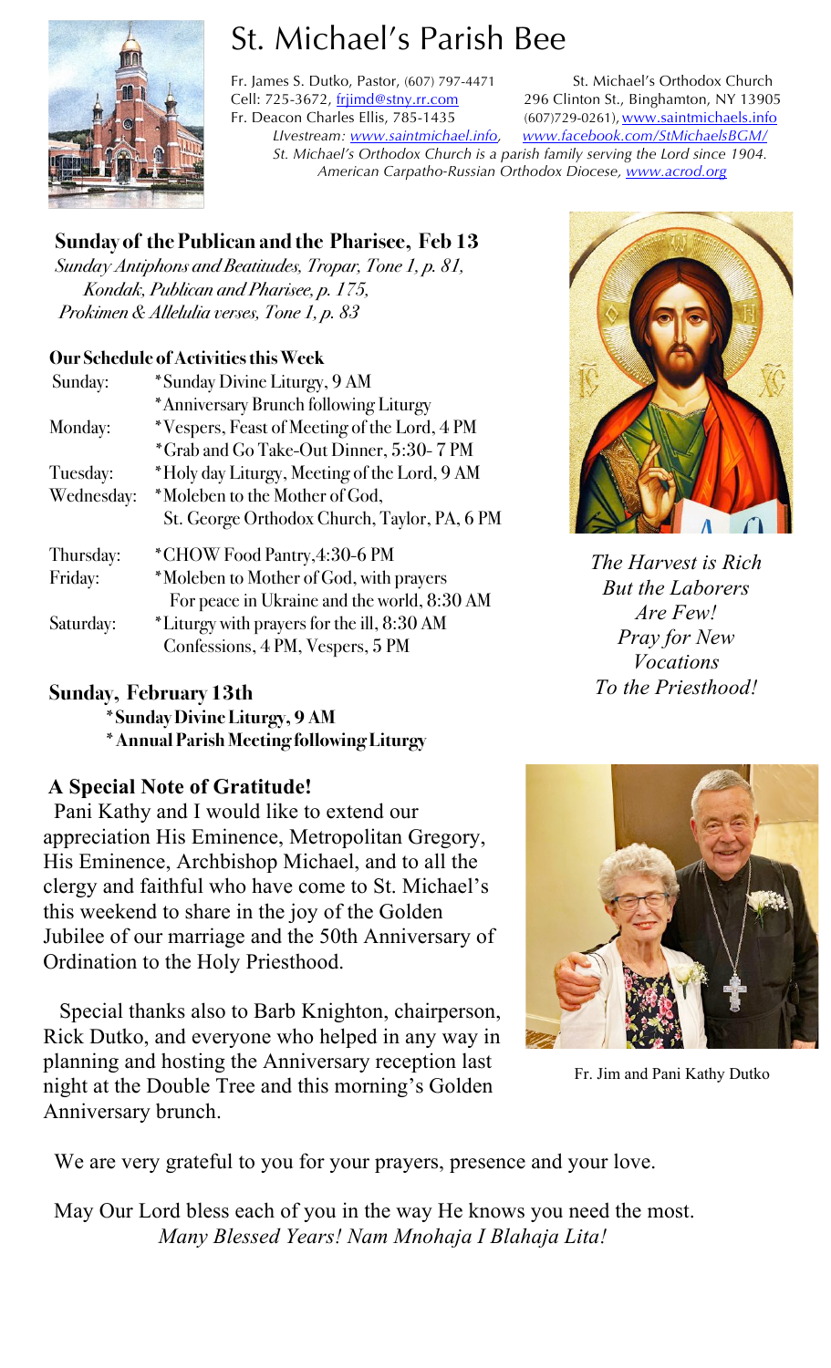# St. Michael's Parish Bee

Fr. James S. Dutko, Pastor, (607) 797-4471
Cell: 725-3672, frjimd@stny.rr.com
Fr. Deacon Charles Ellis, 785-1435

St. Michael's Orthodox Church
296 Clinton St., Binghamton, NY 13905
(607)729-0261), www.saintmichaels.info

*Livestream: www.saintmichael.info, www.facebook.com/StMichaelsBGM/*

*St. Michael's Orthodox Church is a parish family serving the Lord since 1904.*
*American Carpatho-Russian Orthodox Diocese, www.acrod.org*

## Sunday of the Publican and the Pharisee, Feb 13

*Sunday Antiphons and Beatitudes, Tropar, Tone 1, p. 81,*
*Kondak, Publican and Pharisee, p. 175,*
*Prokimen & Allelulia verses, Tone 1, p. 83*

### Our Schedule of Activities this Week

| | |
|---|---|
| Sunday: | *Sunday Divine Liturgy, 9 AM<br>*Anniversary Brunch following Liturgy |
| Monday: | *Vespers, Feast of Meeting of the Lord, 4 PM<br>*Grab and Go Take-Out Dinner, 5:30- 7 PM |
| Tuesday: | *Holy day Liturgy, Meeting of the Lord, 9 AM |
| Wednesday: | *Moleben to the Mother of God,<br>St. George Orthodox Church, Taylor, PA, 6 PM |
| Thursday: | *CHOW Food Pantry,4:30-6 PM |
| Friday: | *Moleben to Mother of God, with prayers<br>For peace in Ukraine and the world, 8:30 AM |
| Saturday: | *Liturgy with prayers for the ill, 8:30 AM<br>Confessions, 4 PM, Vespers, 5 PM |

### Sunday, February 13th

**\*Sunday Divine Liturgy, 9 AM**
**\*Annual Parish Meeting following Liturgy**

*The Harvest is Rich*
*But the Laborers*
*Are Few!*
*Pray for New*
*Vocations*
*To the Priesthood!*

### A Special Note of Gratitude!

Pani Kathy and I would like to extend our appreciation His Eminence, Metropolitan Gregory, His Eminence, Archbishop Michael, and to all the clergy and faithful who have come to St. Michael's this weekend to share in the joy of the Golden Jubilee of our marriage and the 50th Anniversary of Ordination to the Holy Priesthood.

Special thanks also to Barb Knighton, chairperson, Rick Dutko, and everyone who helped in any way in planning and hosting the Anniversary reception last night at the Double Tree and this morning's Golden Anniversary brunch.

Fr. Jim and Pani Kathy Dutko

We are very grateful to you for your prayers, presence and your love.

May Our Lord bless each of you in the way He knows you need the most.
*Many Blessed Years! Nam Mnohaja I Blahaja Lita!*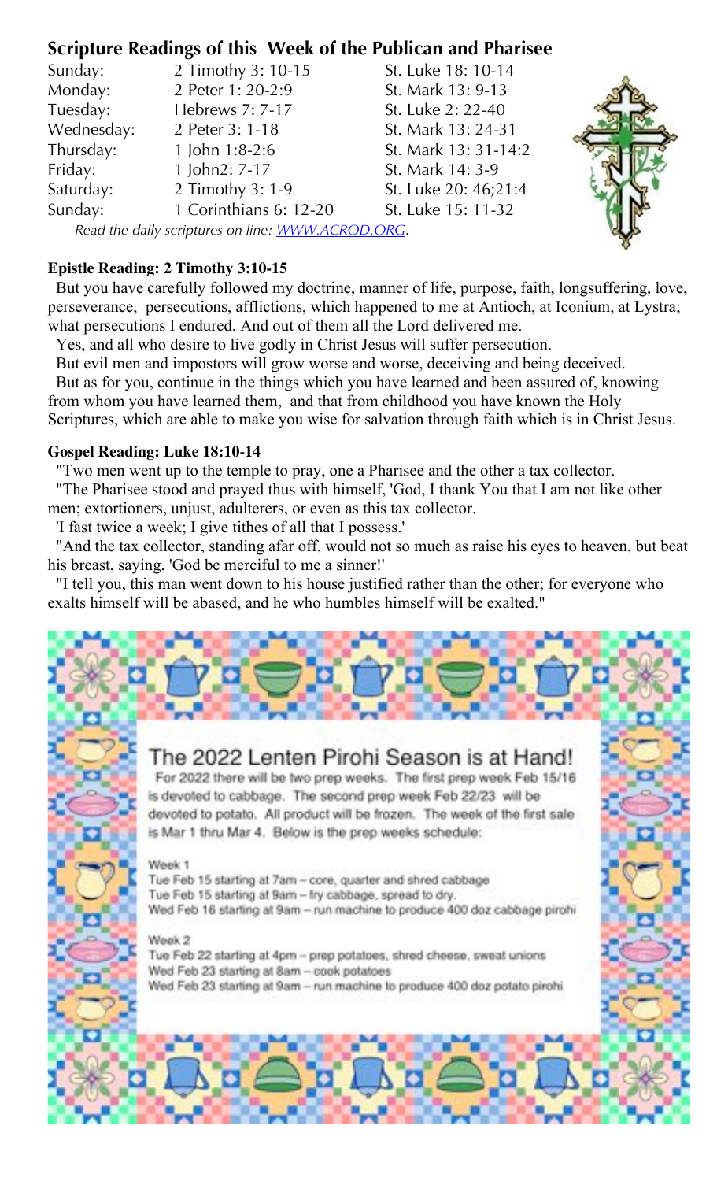## Scripture Readings of this Week of the Publican and Pharisee

| | | |
|---|---|---|
| Sunday: | 2 Timothy 3: 10-15 | St. Luke 18: 10-14 |
| Monday: | 2 Peter 1: 20-2:9 | St. Mark 13: 9-13 |
| Tuesday: | Hebrews 7: 7-17 | St. Luke 2: 22-40 |
| Wednesday: | 2 Peter 3: 1-18 | St. Mark 13: 24-31 |
| Thursday: | 1 John 1:8-2:6 | St. Mark 13: 31-14:2 |
| Friday: | 1 John2: 7-17 | St. Mark 14: 3-9 |
| Saturday: | 2 Timothy 3: 1-9 | St. Luke 20: 46;21:4 |
| Sunday: | 1 Corinthians 6: 12-20 | St. Luke 15: 11-32 |

*Read the daily scriptures on line: [WWW.ACROD.ORG](http://WWW.ACROD.ORG).*

**Epistle Reading: 2 Timothy 3:10-15**

But you have carefully followed my doctrine, manner of life, purpose, faith, longsuffering, love, perseverance, persecutions, afflictions, which happened to me at Antioch, at Iconium, at Lystra; what persecutions I endured. And out of them all the Lord delivered me.

Yes, and all who desire to live godly in Christ Jesus will suffer persecution.

But evil men and impostors will grow worse and worse, deceiving and being deceived.

But as for you, continue in the things which you have learned and been assured of, knowing from whom you have learned them, and that from childhood you have known the Holy Scriptures, which are able to make you wise for salvation through faith which is in Christ Jesus.

**Gospel Reading: Luke 18:10-14**

"Two men went up to the temple to pray, one a Pharisee and the other a tax collector.

"The Pharisee stood and prayed thus with himself, 'God, I thank You that I am not like other men; extortioners, unjust, adulterers, or even as this tax collector.

'I fast twice a week; I give tithes of all that I possess.'

"And the tax collector, standing afar off, would not so much as raise his eyes to heaven, but beat his breast, saying, 'God be merciful to me a sinner!'

"I tell you, this man went down to his house justified rather than the other; for everyone who exalts himself will be abased, and he who humbles himself will be exalted."

## The 2022 Lenten Pirohi Season is at Hand!

For 2022 there will be two prep weeks. The first prep week Feb 15/16 is devoted to cabbage. The second prep week Feb 22/23 will be devoted to potato. All product will be frozen. The week of the first sale is Mar 1 thru Mar 4. Below is the prep weeks schedule:

Week 1
Tue Feb 15 starting at 7am – core, quarter and shred cabbage
Tue Feb 15 starting at 9am – fry cabbage, spread to dry.
Wed Feb 16 starting at 9am – run machine to produce 400 doz cabbage pirohi

Week 2
Tue Feb 22 starting at 4pm – prep potatoes, shred cheese, sweat unions
Wed Feb 23 starting at 8am – cook potatoes
Wed Feb 23 starting at 9am – run machine to produce 400 doz potato pirohi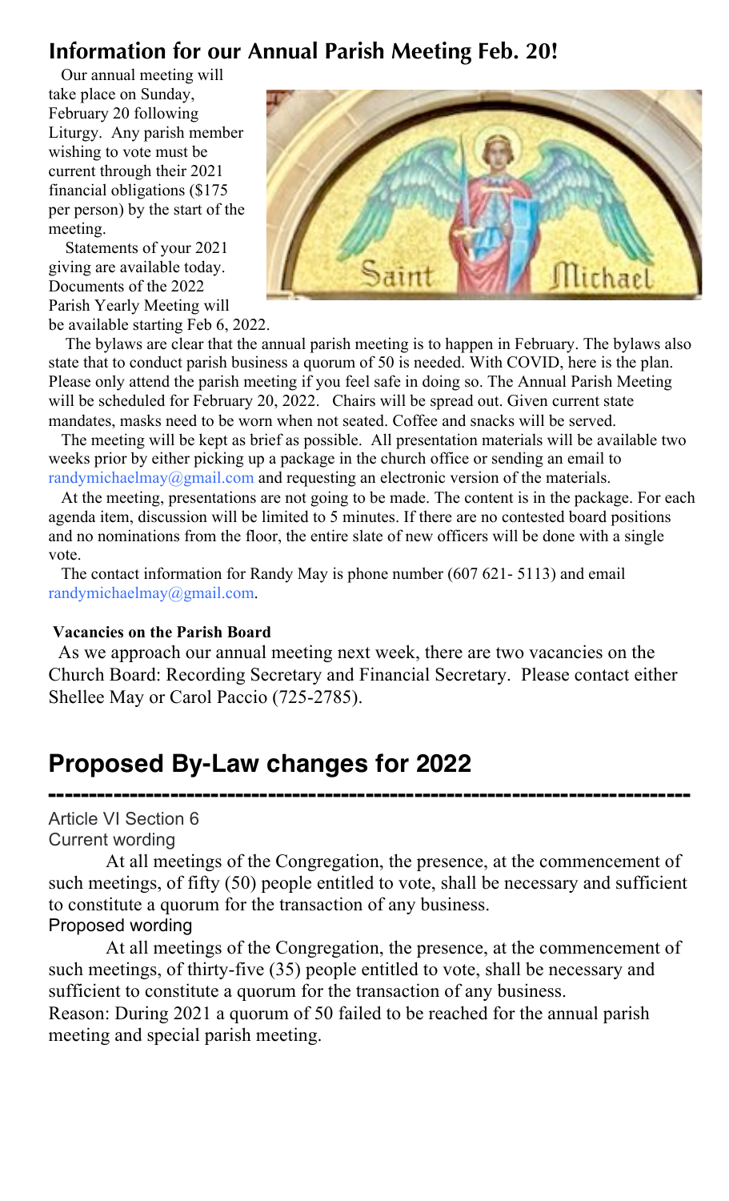## Information for our Annual Parish Meeting Feb. 20!

Our annual meeting will take place on Sunday, February 20 following Liturgy. Any parish member wishing to vote must be current through their 2021 financial obligations ($175 per person) by the start of the meeting.

Statements of your 2021 giving are available today. Documents of the 2022 Parish Yearly Meeting will be available starting Feb 6, 2022.

The bylaws are clear that the annual parish meeting is to happen in February. The bylaws also state that to conduct parish business a quorum of 50 is needed. With COVID, here is the plan. Please only attend the parish meeting if you feel safe in doing so. The Annual Parish Meeting will be scheduled for February 20, 2022. Chairs will be spread out. Given current state mandates, masks need to be worn when not seated. Coffee and snacks will be served.

The meeting will be kept as brief as possible. All presentation materials will be available two weeks prior by either picking up a package in the church office or sending an email to randymichaelmay@gmail.com and requesting an electronic version of the materials.

At the meeting, presentations are not going to be made. The content is in the package. For each agenda item, discussion will be limited to 5 minutes. If there are no contested board positions and no nominations from the floor, the entire slate of new officers will be done with a single vote.

The contact information for Randy May is phone number (607 621- 5113) and email randymichaelmay@gmail.com.

**Vacancies on the Parish Board**

As we approach our annual meeting next week, there are two vacancies on the Church Board: Recording Secretary and Financial Secretary. Please contact either Shellee May or Carol Paccio (725-2785).

## Proposed By-Law changes for 2022

---

Article VI Section 6

Current wording

At all meetings of the Congregation, the presence, at the commencement of such meetings, of fifty (50) people entitled to vote, shall be necessary and sufficient to constitute a quorum for the transaction of any business.

Proposed wording

At all meetings of the Congregation, the presence, at the commencement of such meetings, of thirty-five (35) people entitled to vote, shall be necessary and sufficient to constitute a quorum for the transaction of any business.

Reason: During 2021 a quorum of 50 failed to be reached for the annual parish meeting and special parish meeting.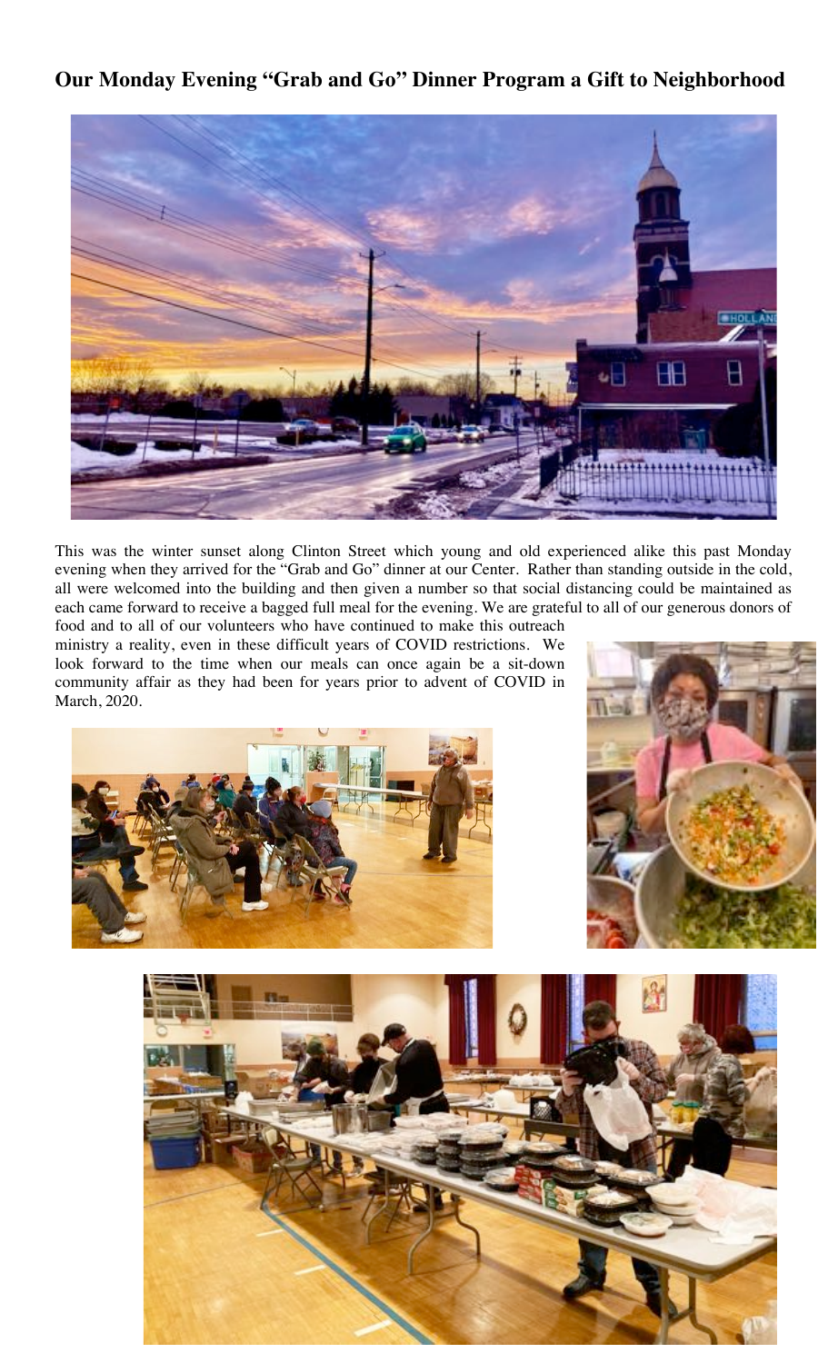## Our Monday Evening "Grab and Go" Dinner Program a Gift to Neighborhood

This was the winter sunset along Clinton Street which young and old experienced alike this past Monday evening when they arrived for the "Grab and Go" dinner at our Center. Rather than standing outside in the cold, all were welcomed into the building and then given a number so that social distancing could be maintained as each came forward to receive a bagged full meal for the evening. We are grateful to all of our generous donors of food and to all of our volunteers who have continued to make this outreach ministry a reality, even in these difficult years of COVID restrictions. We look forward to the time when our meals can once again be a sit-down community affair as they had been for years prior to advent of COVID in March, 2020.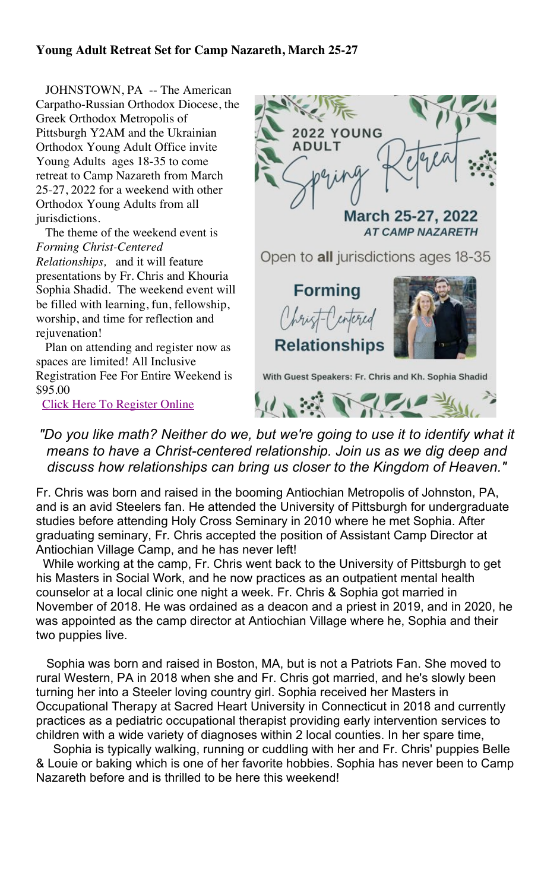**Young Adult Retreat Set for Camp Nazareth, March 25-27**

JOHNSTOWN, PA -- The American Carpatho-Russian Orthodox Diocese, the Greek Orthodox Metropolis of Pittsburgh Y2AM and the Ukrainian Orthodox Young Adult Office invite Young Adults ages 18-35 to come retreat to Camp Nazareth from March 25-27, 2022 for a weekend with other Orthodox Young Adults from all jurisdictions.

The theme of the weekend event is *Forming Christ-Centered Relationships,* and it will feature presentations by Fr. Chris and Khouria Sophia Shadid. The weekend event will be filled with learning, fun, fellowship, worship, and time for reflection and rejuvenation!

Plan on attending and register now as spaces are limited! All Inclusive Registration Fee For Entire Weekend is $95.00

[Click Here To Register Online]

2022 YOUNG ADULT Spring Retreat

March 25-27, 2022
AT CAMP NAZARETH

Open to **all** jurisdictions ages 18-35

**Forming** Christ-Centered **Relationships**

With Guest Speakers: Fr. Chris and Kh. Sophia Shadid

*"Do you like math? Neither do we, but we're going to use it to identify what it means to have a Christ-centered relationship. Join us as we dig deep and discuss how relationships can bring us closer to the Kingdom of Heaven."*

Fr. Chris was born and raised in the booming Antiochian Metropolis of Johnston, PA, and is an avid Steelers fan. He attended the University of Pittsburgh for undergraduate studies before attending Holy Cross Seminary in 2010 where he met Sophia. After graduating seminary, Fr. Chris accepted the position of Assistant Camp Director at Antiochian Village Camp, and he has never left!

While working at the camp, Fr. Chris went back to the University of Pittsburgh to get his Masters in Social Work, and he now practices as an outpatient mental health counselor at a local clinic one night a week. Fr. Chris & Sophia got married in November of 2018. He was ordained as a deacon and a priest in 2019, and in 2020, he was appointed as the camp director at Antiochian Village where he, Sophia and their two puppies live.

Sophia was born and raised in Boston, MA, but is not a Patriots Fan. She moved to rural Western, PA in 2018 when she and Fr. Chris got married, and he's slowly been turning her into a Steeler loving country girl. Sophia received her Masters in Occupational Therapy at Sacred Heart University in Connecticut in 2018 and currently practices as a pediatric occupational therapist providing early intervention services to children with a wide variety of diagnoses within 2 local counties. In her spare time,

Sophia is typically walking, running or cuddling with her and Fr. Chris' puppies Belle & Louie or baking which is one of her favorite hobbies. Sophia has never been to Camp Nazareth before and is thrilled to be here this weekend!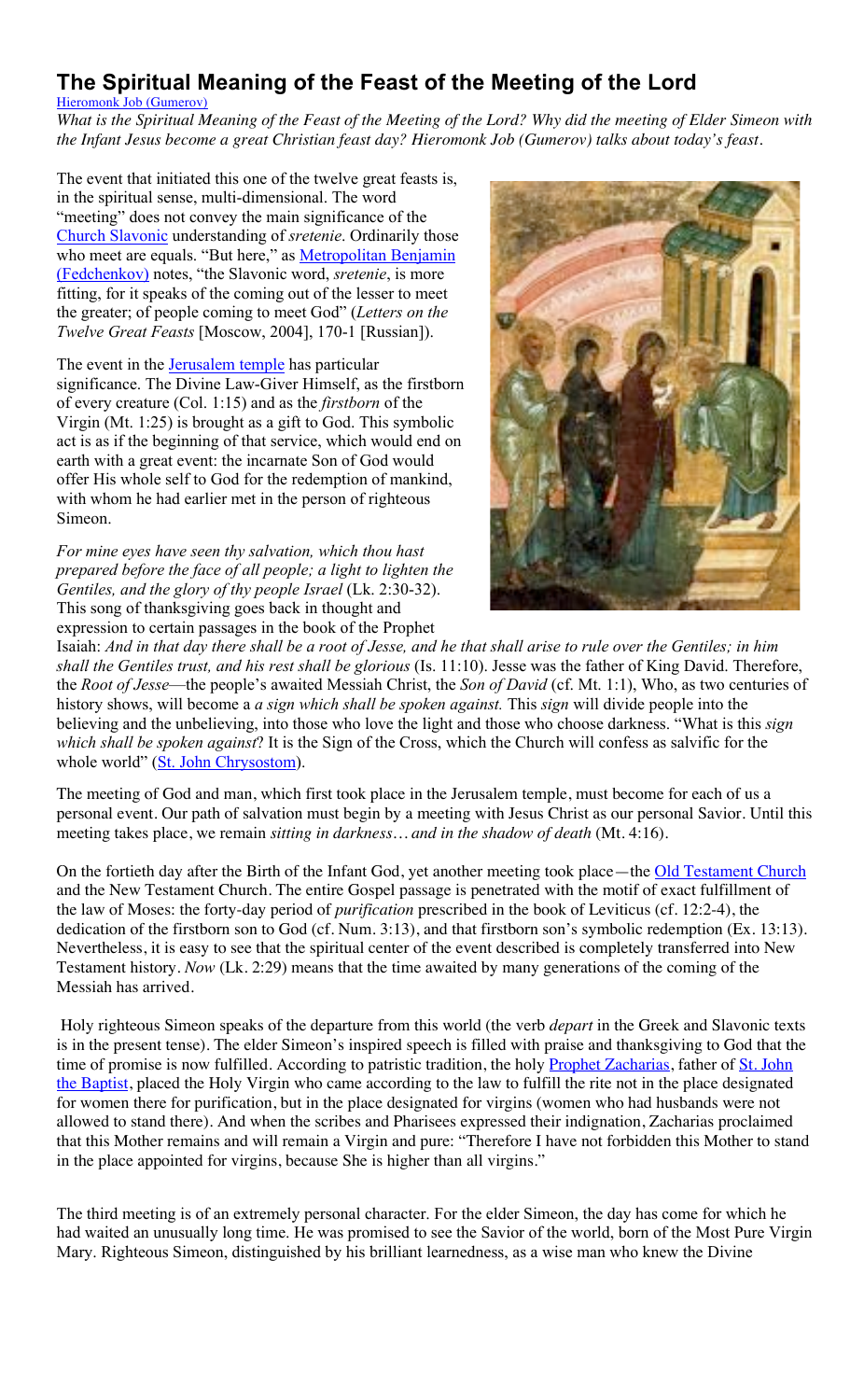# The Spiritual Meaning of the Feast of the Meeting of the Lord

Hieromonk Job (Gumerov)

*What is the Spiritual Meaning of the Feast of the Meeting of the Lord? Why did the meeting of Elder Simeon with the Infant Jesus become a great Christian feast day? Hieromonk Job (Gumerov) talks about today's feast.*

The event that initiated this one of the twelve great feasts is, in the spiritual sense, multi-dimensional. The word "meeting" does not convey the main significance of the Church Slavonic understanding of *sretenie*. Ordinarily those who meet are equals. "But here," as Metropolitan Benjamin (Fedchenkov) notes, "the Slavonic word, *sretenie*, is more fitting, for it speaks of the coming out of the lesser to meet the greater; of people coming to meet God" (*Letters on the Twelve Great Feasts* [Moscow, 2004], 170-1 [Russian]).

The event in the Jerusalem temple has particular significance. The Divine Law-Giver Himself, as the firstborn of every creature (Col. 1:15) and as the *firstborn* of the Virgin (Mt. 1:25) is brought as a gift to God. This symbolic act is as if the beginning of that service, which would end on earth with a great event: the incarnate Son of God would offer His whole self to God for the redemption of mankind, with whom he had earlier met in the person of righteous Simeon.

*For mine eyes have seen thy salvation, which thou hast prepared before the face of all people; a light to lighten the Gentiles, and the glory of thy people Israel* (Lk. 2:30-32). This song of thanksgiving goes back in thought and expression to certain passages in the book of the Prophet Isaiah: *And in that day there shall be a root of Jesse, and he that shall arise to rule over the Gentiles; in him shall the Gentiles trust, and his rest shall be glorious* (Is. 11:10). Jesse was the father of King David. Therefore, the *Root of Jesse*—the people's awaited Messiah Christ, the *Son of David* (cf. Mt. 1:1), Who, as two centuries of history shows, will become a *a sign which shall be spoken against.* This *sign* will divide people into the believing and the unbelieving, into those who love the light and those who choose darkness. "What is this *sign which shall be spoken against*? It is the Sign of the Cross, which the Church will confess as salvific for the whole world" (St. John Chrysostom).

The meeting of God and man, which first took place in the Jerusalem temple, must become for each of us a personal event. Our path of salvation must begin by a meeting with Jesus Christ as our personal Savior. Until this meeting takes place, we remain *sitting in darkness… and in the shadow of death* (Mt. 4:16).

On the fortieth day after the Birth of the Infant God, yet another meeting took place—the Old Testament Church and the New Testament Church. The entire Gospel passage is penetrated with the motif of exact fulfillment of the law of Moses: the forty-day period of *purification* prescribed in the book of Leviticus (cf. 12:2-4), the dedication of the firstborn son to God (cf. Num. 3:13), and that firstborn son's symbolic redemption (Ex. 13:13). Nevertheless, it is easy to see that the spiritual center of the event described is completely transferred into New Testament history. *Now* (Lk. 2:29) means that the time awaited by many generations of the coming of the Messiah has arrived.

Holy righteous Simeon speaks of the departure from this world (the verb *depart* in the Greek and Slavonic texts is in the present tense). The elder Simeon's inspired speech is filled with praise and thanksgiving to God that the time of promise is now fulfilled. According to patristic tradition, the holy Prophet Zacharias, father of St. John the Baptist, placed the Holy Virgin who came according to the law to fulfill the rite not in the place designated for women there for purification, but in the place designated for virgins (women who had husbands were not allowed to stand there). And when the scribes and Pharisees expressed their indignation, Zacharias proclaimed that this Mother remains and will remain a Virgin and pure: "Therefore I have not forbidden this Mother to stand in the place appointed for virgins, because She is higher than all virgins."

The third meeting is of an extremely personal character. For the elder Simeon, the day has come for which he had waited an unusually long time. He was promised to see the Savior of the world, born of the Most Pure Virgin Mary. Righteous Simeon, distinguished by his brilliant learnedness, as a wise man who knew the Divine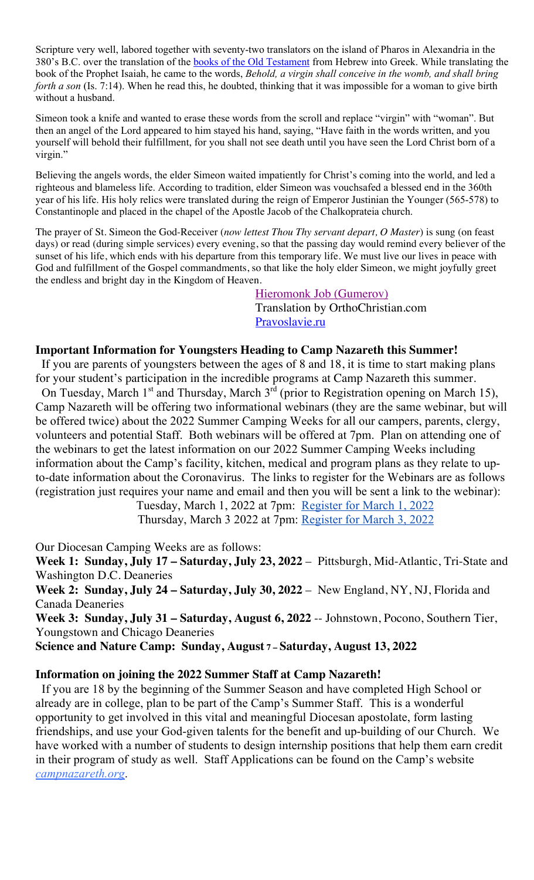Scripture very well, labored together with seventy-two translators on the island of Pharos in Alexandria in the 380's B.C. over the translation of the books of the Old Testament from Hebrew into Greek. While translating the book of the Prophet Isaiah, he came to the words, *Behold, a virgin shall conceive in the womb, and shall bring forth a son* (Is. 7:14). When he read this, he doubted, thinking that it was impossible for a woman to give birth without a husband.

Simeon took a knife and wanted to erase these words from the scroll and replace "virgin" with "woman". But then an angel of the Lord appeared to him stayed his hand, saying, "Have faith in the words written, and you yourself will behold their fulfillment, for you shall not see death until you have seen the Lord Christ born of a virgin."

Believing the angels words, the elder Simeon waited impatiently for Christ's coming into the world, and led a righteous and blameless life. According to tradition, elder Simeon was vouchsafed a blessed end in the 360th year of his life. His holy relics were translated during the reign of Emperor Justinian the Younger (565-578) to Constantinople and placed in the chapel of the Apostle Jacob of the Chalkoprateia church.

The prayer of St. Simeon the God-Receiver (*now lettest Thou Thy servant depart, O Master*) is sung (on feast days) or read (during simple services) every evening, so that the passing day would remind every believer of the sunset of his life, which ends with his departure from this temporary life. We must live our lives in peace with God and fulfillment of the Gospel commandments, so that like the holy elder Simeon, we might joyfully greet the endless and bright day in the Kingdom of Heaven.

Hieromonk Job (Gumerov)
Translation by OrthoChristian.com
Pravoslavie.ru

**Important Information for Youngsters Heading to Camp Nazareth this Summer!**

If you are parents of youngsters between the ages of 8 and 18, it is time to start making plans for your student's participation in the incredible programs at Camp Nazareth this summer.

On Tuesday, March 1st and Thursday, March 3rd (prior to Registration opening on March 15), Camp Nazareth will be offering two informational webinars (they are the same webinar, but will be offered twice) about the 2022 Summer Camping Weeks for all our campers, parents, clergy, volunteers and potential Staff. Both webinars will be offered at 7pm. Plan on attending one of the webinars to get the latest information on our 2022 Summer Camping Weeks including information about the Camp's facility, kitchen, medical and program plans as they relate to up-to-date information about the Coronavirus. The links to register for the Webinars are as follows (registration just requires your name and email and then you will be sent a link to the webinar):

Tuesday, March 1, 2022 at 7pm: Register for March 1, 2022
Thursday, March 3 2022 at 7pm: Register for March 3, 2022

Our Diocesan Camping Weeks are as follows:

**Week 1: Sunday, July 17 – Saturday, July 23, 2022** – Pittsburgh, Mid-Atlantic, Tri-State and Washington D.C. Deaneries

**Week 2: Sunday, July 24 – Saturday, July 30, 2022** – New England, NY, NJ, Florida and Canada Deaneries

**Week 3: Sunday, July 31 – Saturday, August 6, 2022** -- Johnstown, Pocono, Southern Tier, Youngstown and Chicago Deaneries

**Science and Nature Camp: Sunday, August 7 – Saturday, August 13, 2022**

**Information on joining the 2022 Summer Staff at Camp Nazareth!**

If you are 18 by the beginning of the Summer Season and have completed High School or already are in college, plan to be part of the Camp's Summer Staff. This is a wonderful opportunity to get involved in this vital and meaningful Diocesan apostolate, form lasting friendships, and use your God-given talents for the benefit and up-building of our Church. We have worked with a number of students to design internship positions that help them earn credit in their program of study as well. Staff Applications can be found on the Camp's website *campnazareth.org*.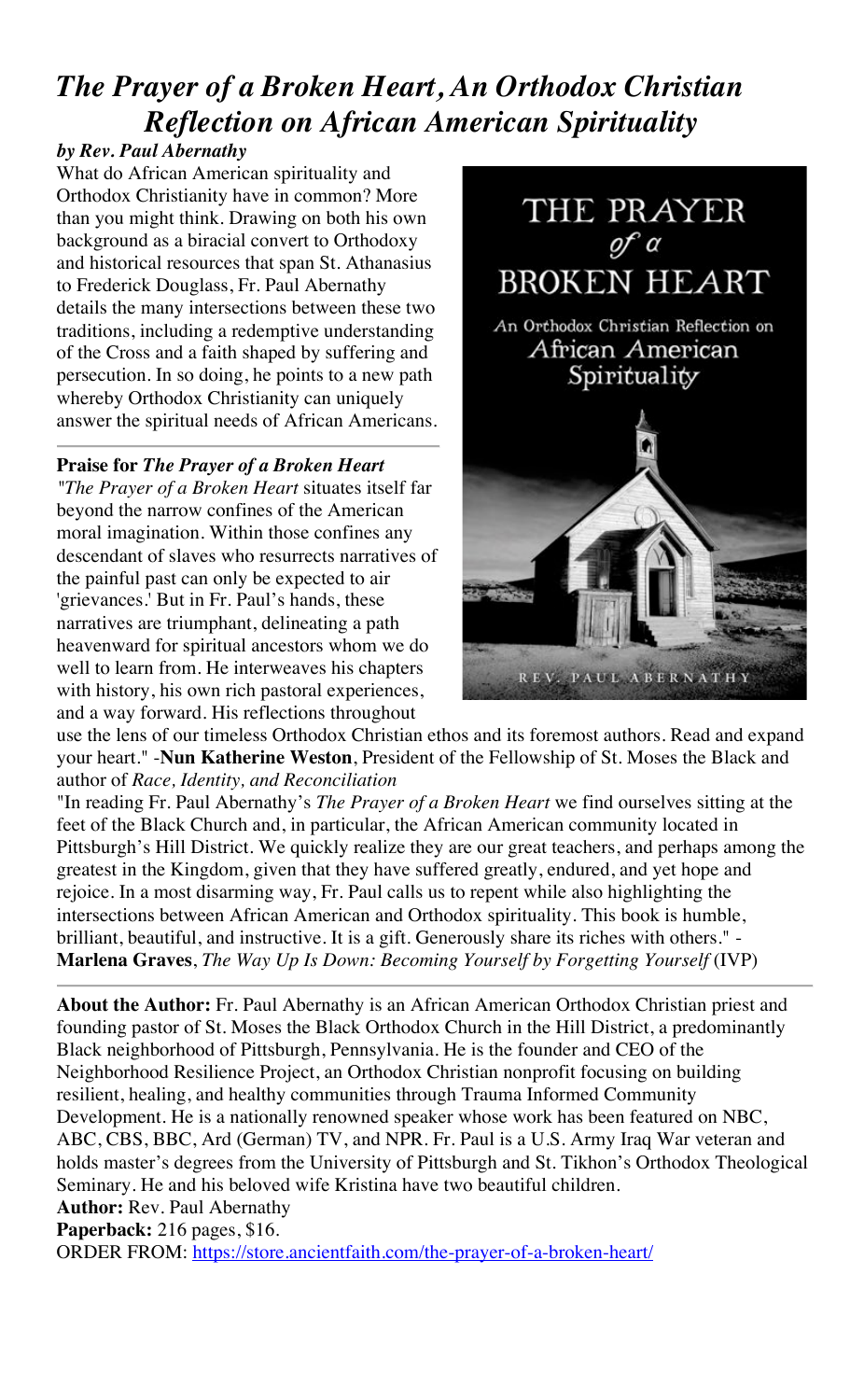# *The Prayer of a Broken Heart, An Orthodox Christian Reflection on African American Spirituality*

***by Rev. Paul Abernathy***

What do African American spirituality and Orthodox Christianity have in common? More than you might think. Drawing on both his own background as a biracial convert to Orthodoxy and historical resources that span St. Athanasius to Frederick Douglass, Fr. Paul Abernathy details the many intersections between these two traditions, including a redemptive understanding of the Cross and a faith shaped by suffering and persecution. In so doing, he points to a new path whereby Orthodox Christianity can uniquely answer the spiritual needs of African Americans.

---

**Praise for *The Prayer of a Broken Heart***

*"The Prayer of a Broken Heart* situates itself far beyond the narrow confines of the American moral imagination. Within those confines any descendant of slaves who resurrects narratives of the painful past can only be expected to air 'grievances.' But in Fr. Paul's hands, these narratives are triumphant, delineating a path heavenward for spiritual ancestors whom we do well to learn from. He interweaves his chapters with history, his own rich pastoral experiences, and a way forward. His reflections throughout use the lens of our timeless Orthodox Christian ethos and its foremost authors. Read and expand your heart." -**Nun Katherine Weston**, President of the Fellowship of St. Moses the Black and author of *Race, Identity, and Reconciliation*

"In reading Fr. Paul Abernathy's *The Prayer of a Broken Heart* we find ourselves sitting at the feet of the Black Church and, in particular, the African American community located in Pittsburgh's Hill District. We quickly realize they are our great teachers, and perhaps among the greatest in the Kingdom, given that they have suffered greatly, endured, and yet hope and rejoice. In a most disarming way, Fr. Paul calls us to repent while also highlighting the intersections between African American and Orthodox spirituality. This book is humble, brilliant, beautiful, and instructive. It is a gift. Generously share its riches with others." - **Marlena Graves**, *The Way Up Is Down: Becoming Yourself by Forgetting Yourself* (IVP)

---

**About the Author:** Fr. Paul Abernathy is an African American Orthodox Christian priest and founding pastor of St. Moses the Black Orthodox Church in the Hill District, a predominantly Black neighborhood of Pittsburgh, Pennsylvania. He is the founder and CEO of the Neighborhood Resilience Project, an Orthodox Christian nonprofit focusing on building resilient, healing, and healthy communities through Trauma Informed Community Development. He is a nationally renowned speaker whose work has been featured on NBC, ABC, CBS, BBC, Ard (German) TV, and NPR. Fr. Paul is a U.S. Army Iraq War veteran and holds master's degrees from the University of Pittsburgh and St. Tikhon's Orthodox Theological Seminary. He and his beloved wife Kristina have two beautiful children.

**Author:** Rev. Paul Abernathy

**Paperback:** 216 pages, $16.

ORDER FROM: https://store.ancientfaith.com/the-prayer-of-a-broken-heart/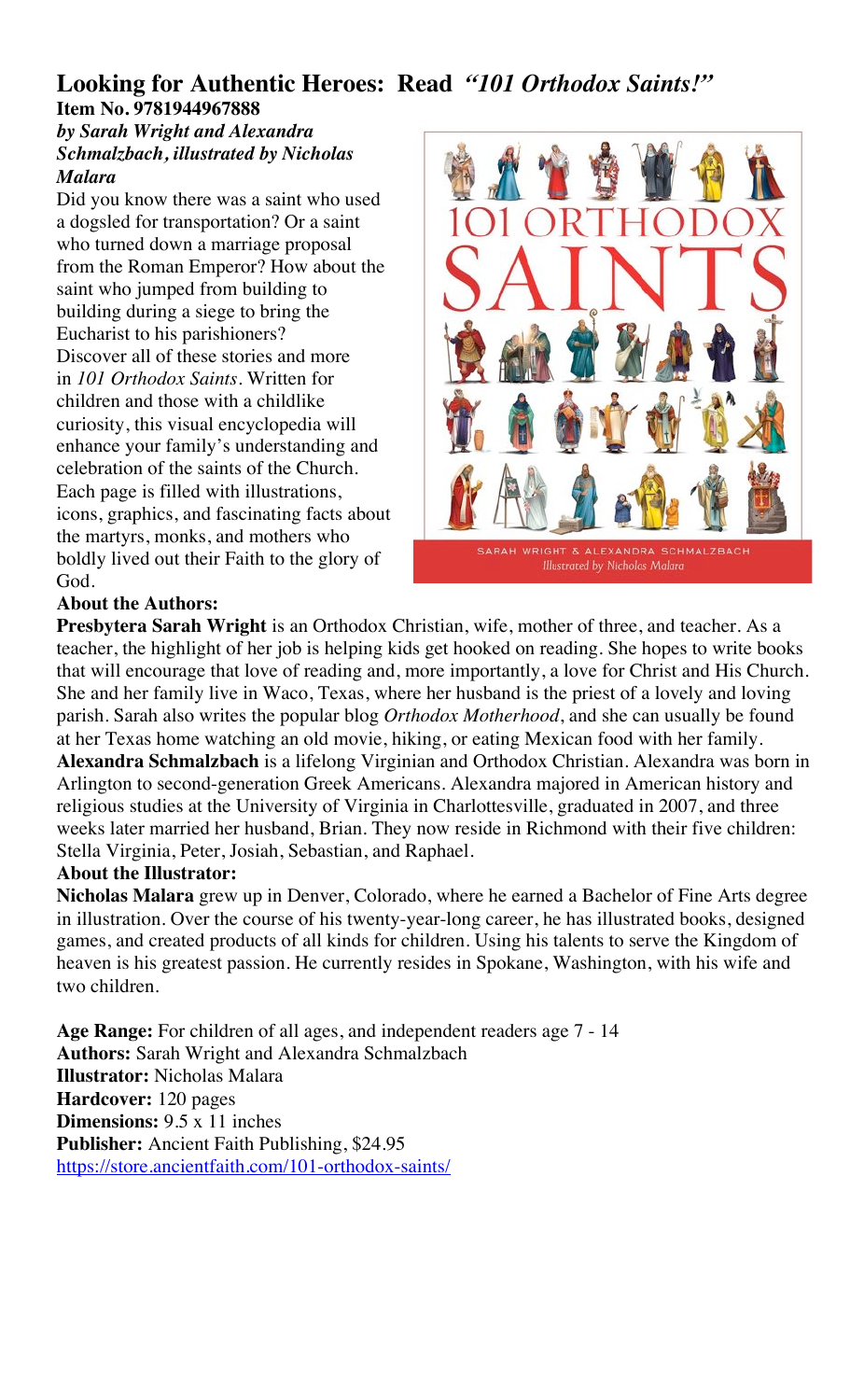## Looking for Authentic Heroes: Read *"101 Orthodox Saints!"*

**Item No. 9781944967888**

***by Sarah Wright and Alexandra Schmalzbach, illustrated by Nicholas Malara***

Did you know there was a saint who used a dogsled for transportation? Or a saint who turned down a marriage proposal from the Roman Emperor? How about the saint who jumped from building to building during a siege to bring the Eucharist to his parishioners? Discover all of these stories and more in *101 Orthodox Saints*. Written for children and those with a childlike curiosity, this visual encyclopedia will enhance your family's understanding and celebration of the saints of the Church. Each page is filled with illustrations, icons, graphics, and fascinating facts about the martyrs, monks, and mothers who boldly lived out their Faith to the glory of God.

**About the Authors:**

**Presbytera Sarah Wright** is an Orthodox Christian, wife, mother of three, and teacher. As a teacher, the highlight of her job is helping kids get hooked on reading. She hopes to write books that will encourage that love of reading and, more importantly, a love for Christ and His Church. She and her family live in Waco, Texas, where her husband is the priest of a lovely and loving parish. Sarah also writes the popular blog *Orthodox Motherhood*, and she can usually be found at her Texas home watching an old movie, hiking, or eating Mexican food with her family.

**Alexandra Schmalzbach** is a lifelong Virginian and Orthodox Christian. Alexandra was born in Arlington to second-generation Greek Americans. Alexandra majored in American history and religious studies at the University of Virginia in Charlottesville, graduated in 2007, and three weeks later married her husband, Brian. They now reside in Richmond with their five children: Stella Virginia, Peter, Josiah, Sebastian, and Raphael.

**About the Illustrator:**

**Nicholas Malara** grew up in Denver, Colorado, where he earned a Bachelor of Fine Arts degree in illustration. Over the course of his twenty-year-long career, he has illustrated books, designed games, and created products of all kinds for children. Using his talents to serve the Kingdom of heaven is his greatest passion. He currently resides in Spokane, Washington, with his wife and two children.

**Age Range:** For children of all ages, and independent readers age 7 - 14
**Authors:** Sarah Wright and Alexandra Schmalzbach
**Illustrator:** Nicholas Malara
**Hardcover:** 120 pages
**Dimensions:** 9.5 x 11 inches
**Publisher:** Ancient Faith Publishing, $24.95
https://store.ancientfaith.com/101-orthodox-saints/